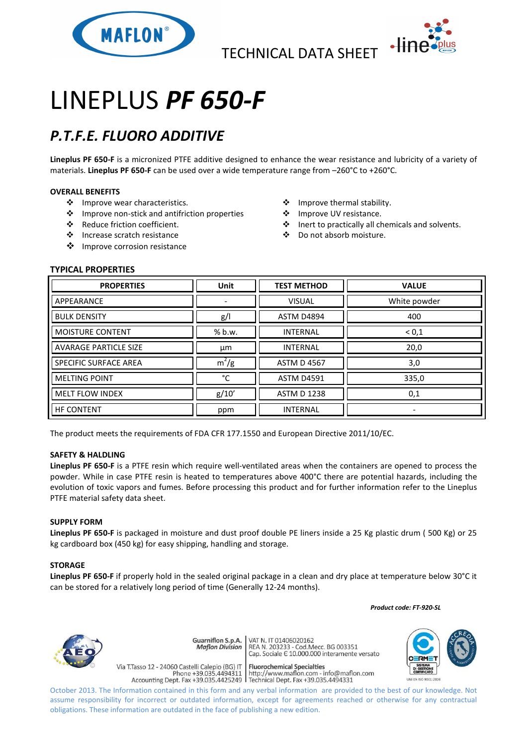TECHNICAL DATA SHEET

# LINEPLUS ***PF 650-F***

## *P.T.F.E. FLUORO ADDITIVE*

**Lineplus PF 650-F** is a micronized PTFE additive designed to enhance the wear resistance and lubricity of a variety of materials. **Lineplus PF 650-F** can be used over a wide temperature range from –260°C to +260°C.

### OVERALL BENEFITS

- Improve wear characteristics.
- Improve non-stick and antifriction properties
- Reduce friction coefficient.
- Increase scratch resistance
- Improve corrosion resistance
- Improve thermal stability.
- Improve UV resistance.
- Inert to practically all chemicals and solvents.
- Do not absorb moisture.

### TYPICAL PROPERTIES

| PROPERTIES | Unit | TEST METHOD | VALUE |
|---|---|---|---|
| APPEARANCE | - | VISUAL | White powder |
| BULK DENSITY | g/l | ASTM D4894 | 400 |
| MOISTURE CONTENT | % b.w. | INTERNAL | < 0,1 |
| AVARAGE PARTICLE SIZE | μm | INTERNAL | 20,0 |
| SPECIFIC SURFACE AREA | $m^2/g$ | ASTM D 4567 | 3,0 |
| MELTING POINT | °C | ASTM D4591 | 335,0 |
| MELT FLOW INDEX | g/10' | ASTM D 1238 | 0,1 |
| HF CONTENT | ppm | INTERNAL | - |

The product meets the requirements of FDA CFR 177.1550 and European Directive 2011/10/EC.

### SAFETY & HALDLING

**Lineplus PF 650-F** is a PTFE resin which require well-ventilated areas when the containers are opened to process the powder. While in case PTFE resin is heated to temperatures above 400°C there are potential hazards, including the evolution of toxic vapors and fumes. Before processing this product and for further information refer to the Lineplus PTFE material safety data sheet.

### SUPPLY FORM

**Lineplus PF 650-F** is packaged in moisture and dust proof double PE liners inside a 25 Kg plastic drum ( 500 Kg) or 25 kg cardboard box (450 kg) for easy shipping, handling and storage.

### STORAGE

**Lineplus PF 650-F** if properly hold in the sealed original package in a clean and dry place at temperature below 30°C it can be stored for a relatively long period of time (Generally 12-24 months).

***Product code: FT-920-SL***

Guarniflon S.p.A. *Maflon Division*
Via T.Tasso 12 - 24060 Castelli Calepio (BG) IT
Phone +39.035.4494311
Accounting Dept. Fax +39.035.4425249

VAT N. IT 01406020162
REA N. 203233 - Cod.Mecc. BG 003351
Cap. Sociale € 10.000.000 interamente versato
**Fluorochemical Specialties**
http://www.maflon.com - info@maflon.com
Technical Dept. Fax +39.035.4494331

October 2013. The Information contained in this form and any verbal information are provided to the best of our knowledge. Not assume responsibility for incorrect or outdated information, except for agreements reached or otherwise for any contractual obligations. These information are outdated in the face of publishing a new edition.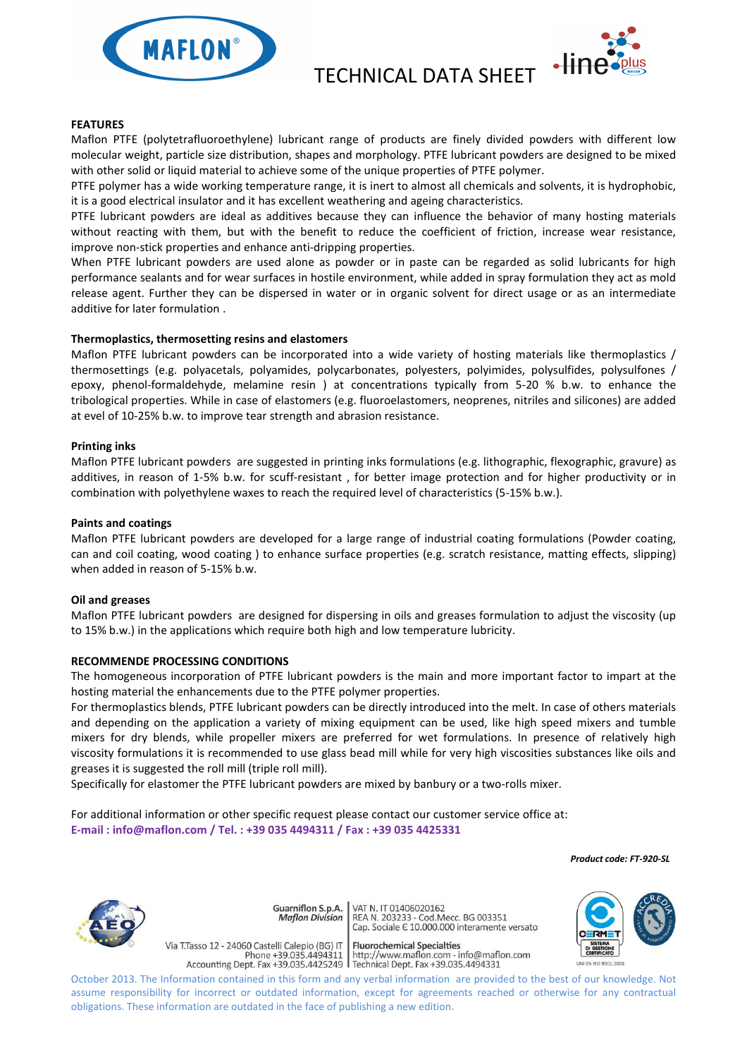# TECHNICAL DATA SHEET

**FEATURES**

Maflon PTFE (polytetrafluoroethylene) lubricant range of products are finely divided powders with different low molecular weight, particle size distribution, shapes and morphology. PTFE lubricant powders are designed to be mixed with other solid or liquid material to achieve some of the unique properties of PTFE polymer.

PTFE polymer has a wide working temperature range, it is inert to almost all chemicals and solvents, it is hydrophobic, it is a good electrical insulator and it has excellent weathering and ageing characteristics.

PTFE lubricant powders are ideal as additives because they can influence the behavior of many hosting materials without reacting with them, but with the benefit to reduce the coefficient of friction, increase wear resistance, improve non-stick properties and enhance anti-dripping properties.

When PTFE lubricant powders are used alone as powder or in paste can be regarded as solid lubricants for high performance sealants and for wear surfaces in hostile environment, while added in spray formulation they act as mold release agent. Further they can be dispersed in water or in organic solvent for direct usage or as an intermediate additive for later formulation .

**Thermoplastics, thermosetting resins and elastomers**

Maflon PTFE lubricant powders can be incorporated into a wide variety of hosting materials like thermoplastics / thermosettings (e.g. polyacetals, polyamides, polycarbonates, polyesters, polyimides, polysulfides, polysulfones / epoxy, phenol-formaldehyde, melamine resin ) at concentrations typically from 5-20 % b.w. to enhance the tribological properties. While in case of elastomers (e.g. fluoroelastomers, neoprenes, nitriles and silicones) are added at evel of 10-25% b.w. to improve tear strength and abrasion resistance.

**Printing inks**

Maflon PTFE lubricant powders are suggested in printing inks formulations (e.g. lithographic, flexographic, gravure) as additives, in reason of 1-5% b.w. for scuff-resistant , for better image protection and for higher productivity or in combination with polyethylene waxes to reach the required level of characteristics (5-15% b.w.).

**Paints and coatings**

Maflon PTFE lubricant powders are developed for a large range of industrial coating formulations (Powder coating, can and coil coating, wood coating ) to enhance surface properties (e.g. scratch resistance, matting effects, slipping) when added in reason of 5-15% b.w.

**Oil and greases**

Maflon PTFE lubricant powders are designed for dispersing in oils and greases formulation to adjust the viscosity (up to 15% b.w.) in the applications which require both high and low temperature lubricity.

**RECOMMENDE PROCESSING CONDITIONS**

The homogeneous incorporation of PTFE lubricant powders is the main and more important factor to impart at the hosting material the enhancements due to the PTFE polymer properties.

For thermoplastics blends, PTFE lubricant powders can be directly introduced into the melt. In case of others materials and depending on the application a variety of mixing equipment can be used, like high speed mixers and tumble mixers for dry blends, while propeller mixers are preferred for wet formulations. In presence of relatively high viscosity formulations it is recommended to use glass bead mill while for very high viscosities substances like oils and greases it is suggested the roll mill (triple roll mill).

Specifically for elastomer the PTFE lubricant powders are mixed by banbury or a two-rolls mixer.

For additional information or other specific request please contact our customer service office at:
**E-mail : info@maflon.com / Tel. : +39 035 4494311 / Fax : +39 035 4425331**

***Product code: FT-920-SL***

Guarniflon S.p.A. *Maflon Division* | VAT N. IT 01406020162 | REA N. 203233 - Cod.Mecc. BG 003351 | Cap. Sociale € 10.000.000 interamente versato

Via T.Tasso 12 - 24060 Castelli Calepio (BG) IT | Phone +39.035.4494311 | Accounting Dept. Fax +39.035.4425249

Fluorochemical Specialties | http://www.maflon.com - info@maflon.com | Technical Dept. Fax +39.035.4494331

October 2013. The Information contained in this form and any verbal information are provided to the best of our knowledge. Not assume responsibility for incorrect or outdated information, except for agreements reached or otherwise for any contractual obligations. These information are outdated in the face of publishing a new edition.